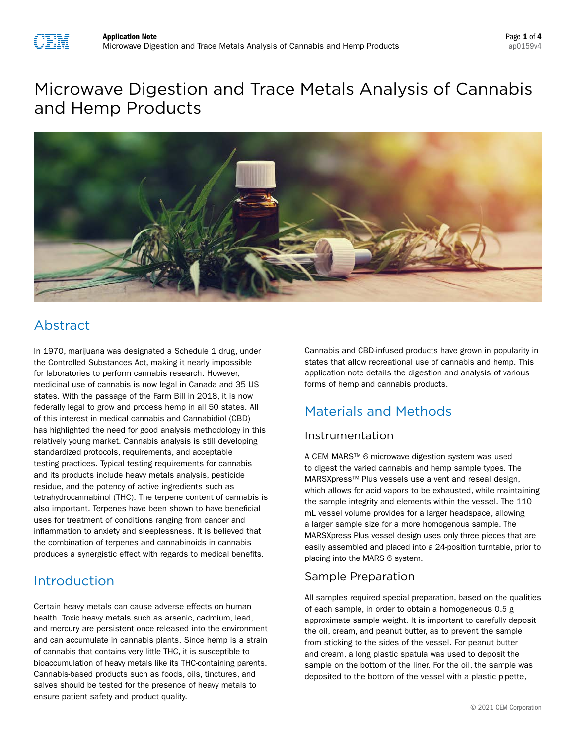# Microwave Digestion and Trace Metals Analysis of Cannabis and Hemp Products

## Abstract

In 1970, marijuana was designated a Schedule 1 drug, under the Controlled Substances Act, making it nearly impossible for laboratories to perform cannabis research. However, medicinal use of cannabis is now legal in Canada and 35 US states. With the passage of the Farm Bill in 2018, it is now federally legal to grow and process hemp in all 50 states. All of this interest in medical cannabis and Cannabidiol (CBD) has highlighted the need for good analysis methodology in this relatively young market. Cannabis analysis is still developing standardized protocols, requirements, and acceptable testing practices. Typical testing requirements for cannabis and its products include heavy metals analysis, pesticide residue, and the potency of active ingredients such as tetrahydrocannabinol (THC). The terpene content of cannabis is also important. Terpenes have been shown to have beneficial uses for treatment of conditions ranging from cancer and inflammation to anxiety and sleeplessness. It is believed that the combination of terpenes and cannabinoids in cannabis produces a synergistic effect with regards to medical benefits.

## Introduction

Certain heavy metals can cause adverse effects on human health. Toxic heavy metals such as arsenic, cadmium, lead, and mercury are persistent once released into the environment and can accumulate in cannabis plants. Since hemp is a strain of cannabis that contains very little THC, it is susceptible to bioaccumulation of heavy metals like its THC-containing parents. Cannabis-based products such as foods, oils, tinctures, and salves should be tested for the presence of heavy metals to ensure patient safety and product quality.

Cannabis and CBD-infused products have grown in popularity in states that allow recreational use of cannabis and hemp. This application note details the digestion and analysis of various forms of hemp and cannabis products.

## Materials and Methods

### Instrumentation

A CEM MARS™ 6 microwave digestion system was used to digest the varied cannabis and hemp sample types. The MARSXpress™ Plus vessels use a vent and reseal design, which allows for acid vapors to be exhausted, while maintaining the sample integrity and elements within the vessel. The 110 mL vessel volume provides for a larger headspace, allowing a larger sample size for a more homogenous sample. The MARSXpress Plus vessel design uses only three pieces that are easily assembled and placed into a 24-position turntable, prior to placing into the MARS 6 system.

### Sample Preparation

All samples required special preparation, based on the qualities of each sample, in order to obtain a homogeneous 0.5 g approximate sample weight. It is important to carefully deposit the oil, cream, and peanut butter, as to prevent the sample from sticking to the sides of the vessel. For peanut butter and cream, a long plastic spatula was used to deposit the sample on the bottom of the liner. For the oil, the sample was deposited to the bottom of the vessel with a plastic pipette,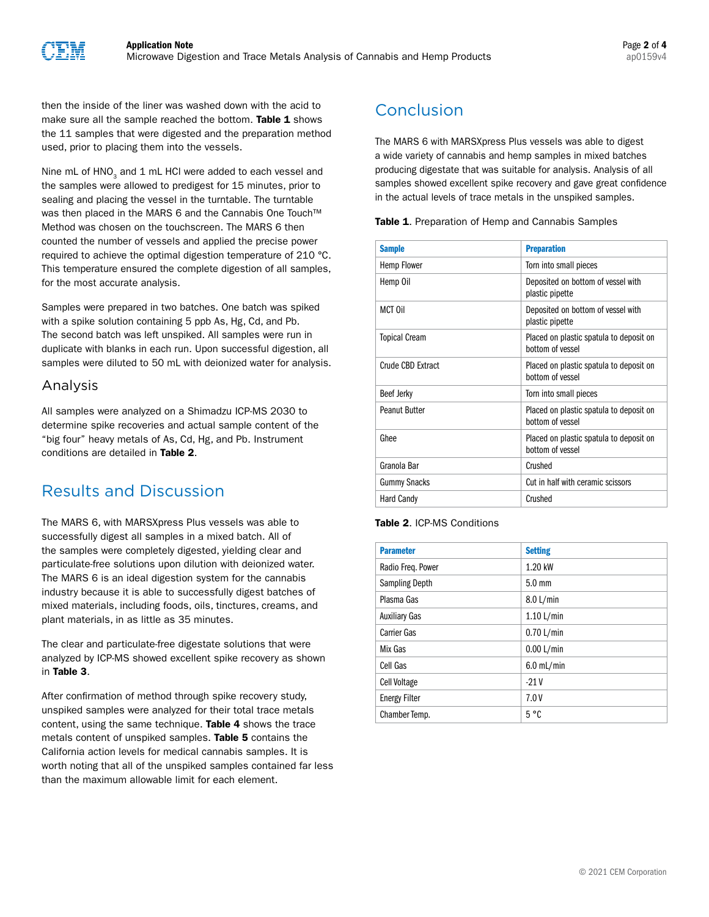then the inside of the liner was washed down with the acid to make sure all the sample reached the bottom. **Table 1** shows the 11 samples that were digested and the preparation method used, prior to placing them into the vessels.

Nine mL of $HNO_3$ and 1 mL HCl were added to each vessel and the samples were allowed to predigest for 15 minutes, prior to sealing and placing the vessel in the turntable. The turntable was then placed in the MARS 6 and the Cannabis One Touch™ Method was chosen on the touchscreen. The MARS 6 then counted the number of vessels and applied the precise power required to achieve the optimal digestion temperature of 210 °C. This temperature ensured the complete digestion of all samples, for the most accurate analysis.

Samples were prepared in two batches. One batch was spiked with a spike solution containing 5 ppb As, Hg, Cd, and Pb. The second batch was left unspiked. All samples were run in duplicate with blanks in each run. Upon successful digestion, all samples were diluted to 50 mL with deionized water for analysis.

### Analysis

All samples were analyzed on a Shimadzu ICP-MS 2030 to determine spike recoveries and actual sample content of the "big four" heavy metals of As, Cd, Hg, and Pb. Instrument conditions are detailed in **Table 2**.

## Results and Discussion

The MARS 6, with MARSXpress Plus vessels was able to successfully digest all samples in a mixed batch. All of the samples were completely digested, yielding clear and particulate-free solutions upon dilution with deionized water. The MARS 6 is an ideal digestion system for the cannabis industry because it is able to successfully digest batches of mixed materials, including foods, oils, tinctures, creams, and plant materials, in as little as 35 minutes.

The clear and particulate-free digestate solutions that were analyzed by ICP-MS showed excellent spike recovery as shown in **Table 3**.

After confirmation of method through spike recovery study, unspiked samples were analyzed for their total trace metals content, using the same technique. **Table 4** shows the trace metals content of unspiked samples. **Table 5** contains the California action levels for medical cannabis samples. It is worth noting that all of the unspiked samples contained far less than the maximum allowable limit for each element.

## Conclusion

The MARS 6 with MARSXpress Plus vessels was able to digest a wide variety of cannabis and hemp samples in mixed batches producing digestate that was suitable for analysis. Analysis of all samples showed excellent spike recovery and gave great confidence in the actual levels of trace metals in the unspiked samples.

**Table 1**. Preparation of Hemp and Cannabis Samples

| Sample | Preparation |
|---|---|
| Hemp Flower | Torn into small pieces |
| Hemp Oil | Deposited on bottom of vessel with plastic pipette |
| MCT Oil | Deposited on bottom of vessel with plastic pipette |
| Topical Cream | Placed on plastic spatula to deposit on bottom of vessel |
| Crude CBD Extract | Placed on plastic spatula to deposit on bottom of vessel |
| Beef Jerky | Torn into small pieces |
| Peanut Butter | Placed on plastic spatula to deposit on bottom of vessel |
| Ghee | Placed on plastic spatula to deposit on bottom of vessel |
| Granola Bar | Crushed |
| Gummy Snacks | Cut in half with ceramic scissors |
| Hard Candy | Crushed |

**Table 2**. ICP-MS Conditions

| Parameter | Setting |
|---|---|
| Radio Freq. Power | 1.20 kW |
| Sampling Depth | 5.0 mm |
| Plasma Gas | 8.0 L/min |
| Auxiliary Gas | 1.10 L/min |
| Carrier Gas | 0.70 L/min |
| Mix Gas | 0.00 L/min |
| Cell Gas | 6.0 mL/min |
| Cell Voltage | -21 V |
| Energy Filter | 7.0 V |
| Chamber Temp. | 5 °C |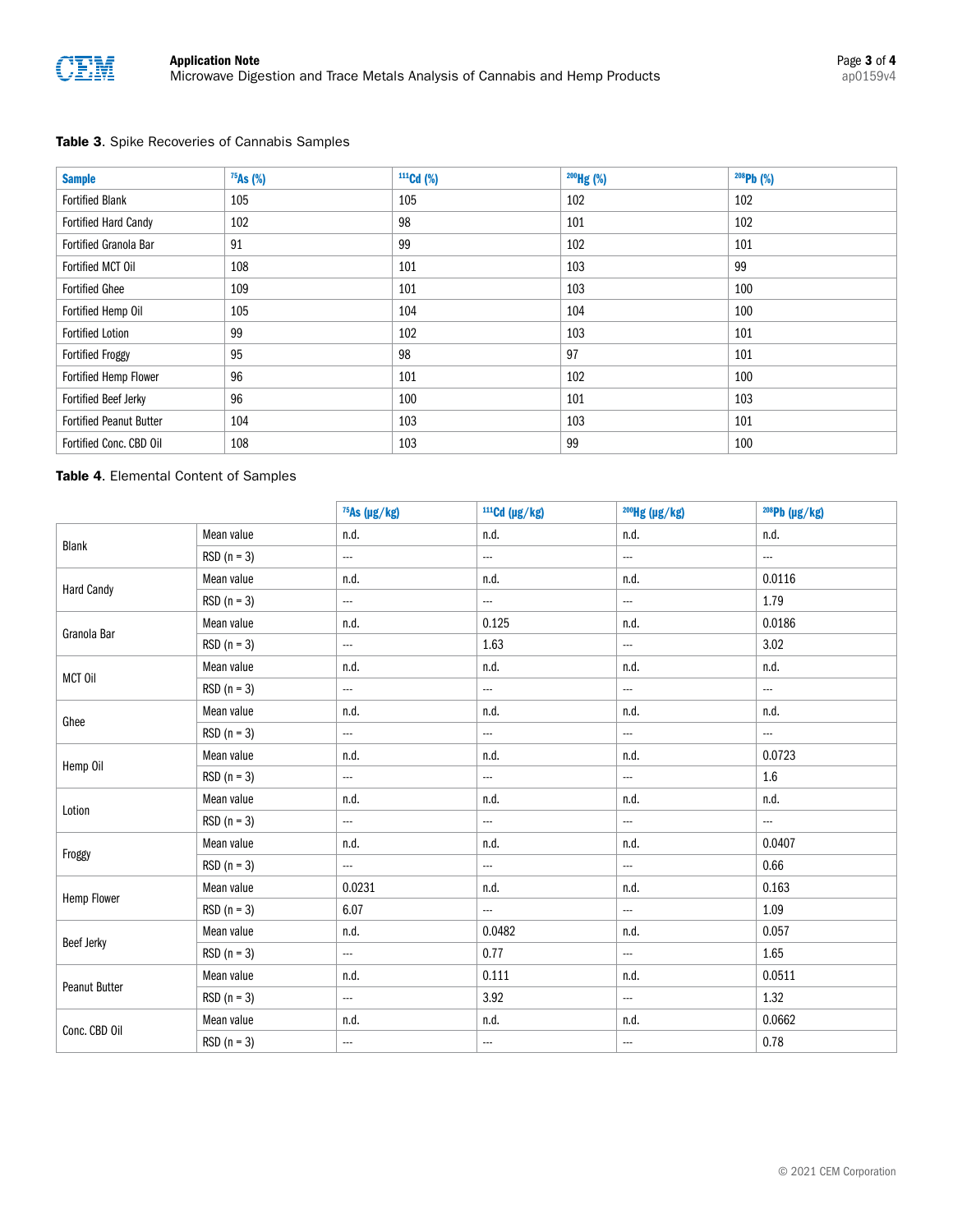**Table 3**. Spike Recoveries of Cannabis Samples

| Sample | $^{75}As$ (%) | $^{111}Cd$ (%) | $^{200}Hg$ (%) | $^{208}Pb$ (%) |
|---|---|---|---|---|
| Fortified Blank | 105 | 105 | 102 | 102 |
| Fortified Hard Candy | 102 | 98 | 101 | 102 |
| Fortified Granola Bar | 91 | 99 | 102 | 101 |
| Fortified MCT Oil | 108 | 101 | 103 | 99 |
| Fortified Ghee | 109 | 101 | 103 | 100 |
| Fortified Hemp Oil | 105 | 104 | 104 | 100 |
| Fortified Lotion | 99 | 102 | 103 | 101 |
| Fortified Froggy | 95 | 98 | 97 | 101 |
| Fortified Hemp Flower | 96 | 101 | 102 | 100 |
| Fortified Beef Jerky | 96 | 100 | 101 | 103 |
| Fortified Peanut Butter | 104 | 103 | 103 | 101 |
| Fortified Conc. CBD Oil | 108 | 103 | 99 | 100 |

**Table 4**. Elemental Content of Samples

| | | $^{75}As$ (µg/kg) | $^{111}Cd$ (µg/kg) | $^{200}Hg$ (µg/kg) | $^{208}Pb$ (µg/kg) |
|---|---|---|---|---|---|
| Blank | Mean value | n.d. | n.d. | n.d. | n.d. |
| | RSD (n = 3) | --- | --- | --- | --- |
| Hard Candy | Mean value | n.d. | n.d. | n.d. | 0.0116 |
| | RSD (n = 3) | --- | --- | --- | 1.79 |
| Granola Bar | Mean value | n.d. | 0.125 | n.d. | 0.0186 |
| | RSD (n = 3) | --- | 1.63 | --- | 3.02 |
| MCT Oil | Mean value | n.d. | n.d. | n.d. | n.d. |
| | RSD (n = 3) | --- | --- | --- | --- |
| Ghee | Mean value | n.d. | n.d. | n.d. | n.d. |
| | RSD (n = 3) | --- | --- | --- | --- |
| Hemp Oil | Mean value | n.d. | n.d. | n.d. | 0.0723 |
| | RSD (n = 3) | --- | --- | --- | 1.6 |
| Lotion | Mean value | n.d. | n.d. | n.d. | n.d. |
| | RSD (n = 3) | --- | --- | --- | --- |
| Froggy | Mean value | n.d. | n.d. | n.d. | 0.0407 |
| | RSD (n = 3) | --- | --- | --- | 0.66 |
| Hemp Flower | Mean value | 0.0231 | n.d. | n.d. | 0.163 |
| | RSD (n = 3) | 6.07 | --- | --- | 1.09 |
| Beef Jerky | Mean value | n.d. | 0.0482 | n.d. | 0.057 |
| | RSD (n = 3) | --- | 0.77 | --- | 1.65 |
| Peanut Butter | Mean value | n.d. | 0.111 | n.d. | 0.0511 |
| | RSD (n = 3) | --- | 3.92 | --- | 1.32 |
| Conc. CBD Oil | Mean value | n.d. | n.d. | n.d. | 0.0662 |
| | RSD (n = 3) | --- | --- | --- | 0.78 |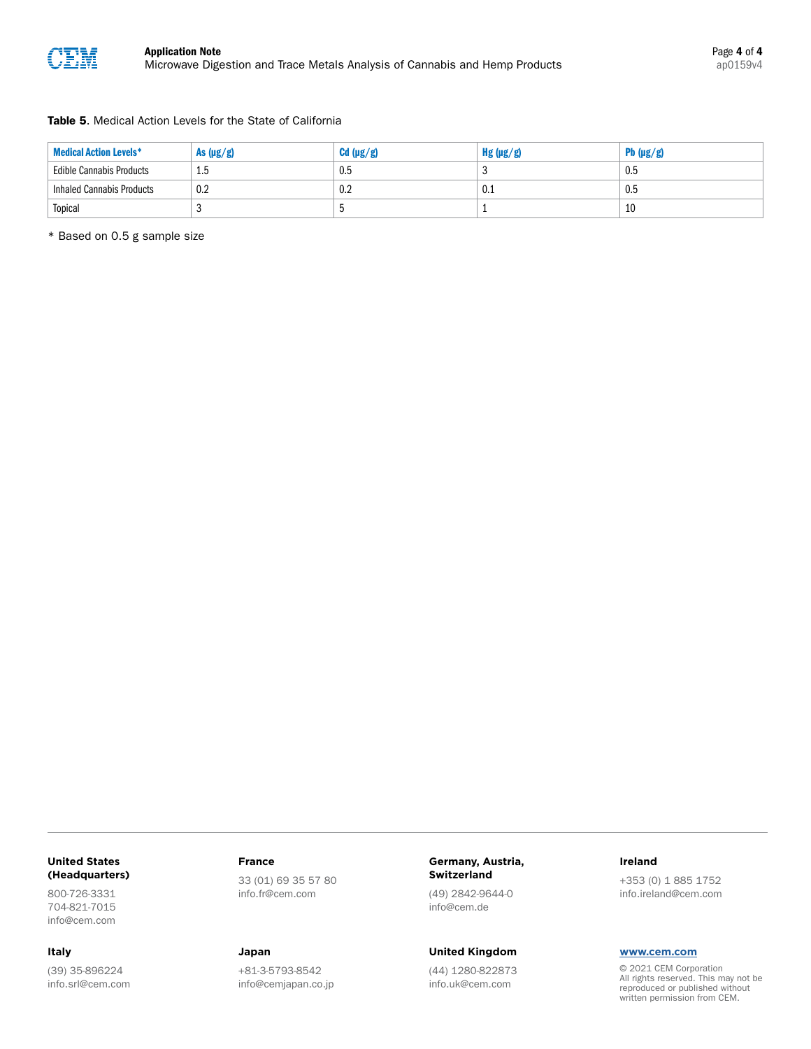**Table 5**. Medical Action Levels for the State of California

| Medical Action Levels* | As (µg/g) | Cd (µg/g) | Hg (µg/g) | Pb (µg/g) |
|---|---|---|---|---|
| Edible Cannabis Products | 1.5 | 0.5 | 3 | 0.5 |
| Inhaled Cannabis Products | 0.2 | 0.2 | 0.1 | 0.5 |
| Topical | 3 | 5 | 1 | 10 |

* Based on 0.5 g sample size

**United States (Headquarters)**
800-726-3331
704-821-7015
info@cem.com

**France**
33 (01) 69 35 57 80
info.fr@cem.com

**Germany, Austria, Switzerland**
(49) 2842-9644-0
info@cem.de

**Ireland**
+353 (0) 1 885 1752
info.ireland@cem.com

**Italy**
(39) 35-896224
info.srl@cem.com

**Japan**
+81-3-5793-8542
info@cemjapan.co.jp

**United Kingdom**
(44) 1280-822873
info.uk@cem.com

**www.cem.com**

© 2021 CEM Corporation
All rights reserved. This may not be reproduced or published without written permission from CEM.